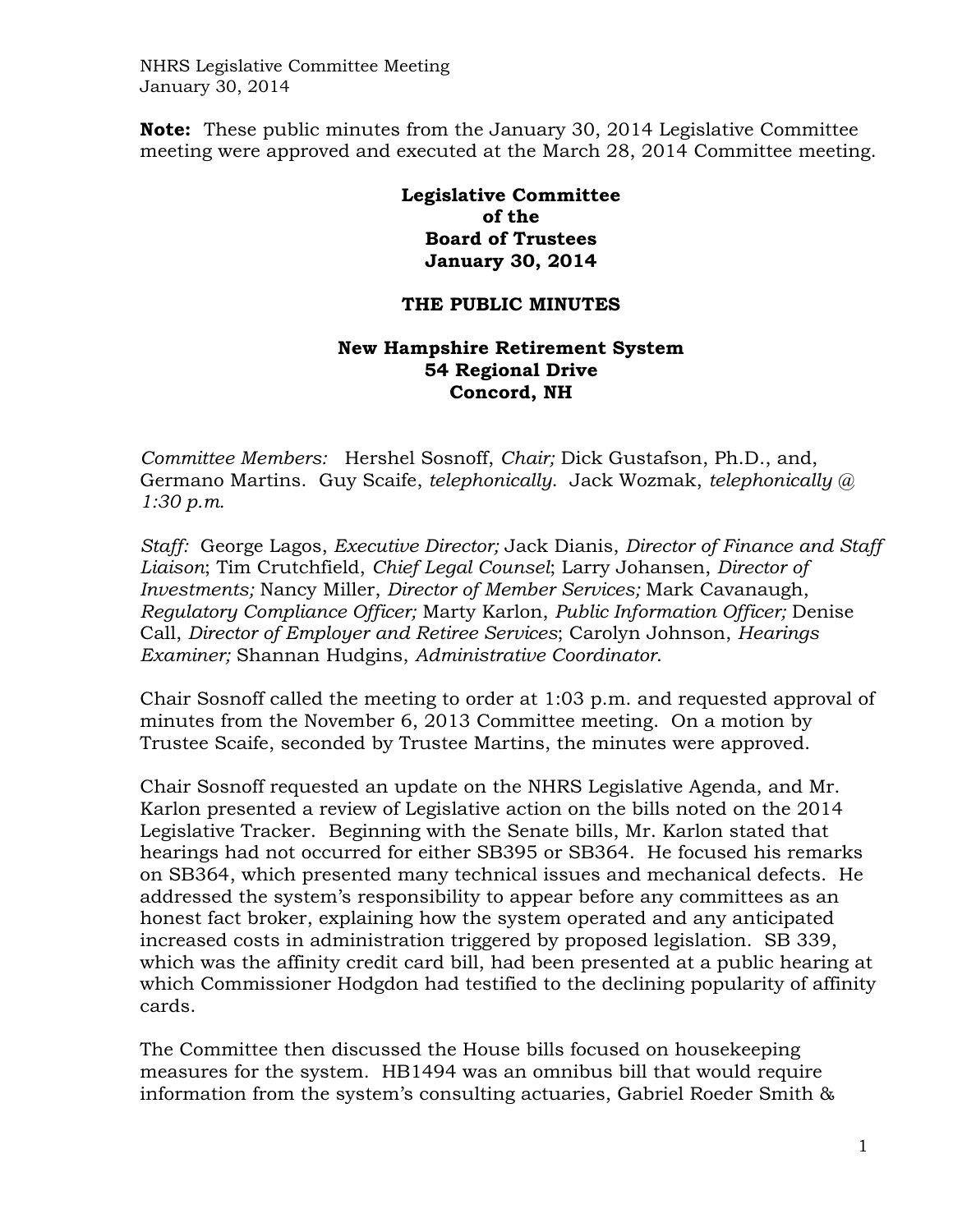**Note:** These public minutes from the January 30, 2014 Legislative Committee meeting were approved and executed at the March 28, 2014 Committee meeting.

**Legislative Committee**
**of the**
**Board of Trustees**
**January 30, 2014**

**THE PUBLIC MINUTES**

**New Hampshire Retirement System**
**54 Regional Drive**
**Concord, NH**

*Committee Members:* Hershel Sosnoff, *Chair;* Dick Gustafson, Ph.D., and, Germano Martins. Guy Scaife, *telephonically*. Jack Wozmak, *telephonically @ 1:30 p.m.*

*Staff:* George Lagos, *Executive Director;* Jack Dianis, *Director of Finance and Staff Liaison*; Tim Crutchfield, *Chief Legal Counsel*; Larry Johansen, *Director of Investments;* Nancy Miller, *Director of Member Services;* Mark Cavanaugh, *Regulatory Compliance Officer;* Marty Karlon, *Public Information Officer;* Denise Call, *Director of Employer and Retiree Services*; Carolyn Johnson, *Hearings Examiner;* Shannan Hudgins, *Administrative Coordinator*.

Chair Sosnoff called the meeting to order at 1:03 p.m. and requested approval of minutes from the November 6, 2013 Committee meeting. On a motion by Trustee Scaife, seconded by Trustee Martins, the minutes were approved.

Chair Sosnoff requested an update on the NHRS Legislative Agenda, and Mr. Karlon presented a review of Legislative action on the bills noted on the 2014 Legislative Tracker. Beginning with the Senate bills, Mr. Karlon stated that hearings had not occurred for either SB395 or SB364. He focused his remarks on SB364, which presented many technical issues and mechanical defects. He addressed the system's responsibility to appear before any committees as an honest fact broker, explaining how the system operated and any anticipated increased costs in administration triggered by proposed legislation. SB 339, which was the affinity credit card bill, had been presented at a public hearing at which Commissioner Hodgdon had testified to the declining popularity of affinity cards.

The Committee then discussed the House bills focused on housekeeping measures for the system. HB1494 was an omnibus bill that would require information from the system's consulting actuaries, Gabriel Roeder Smith &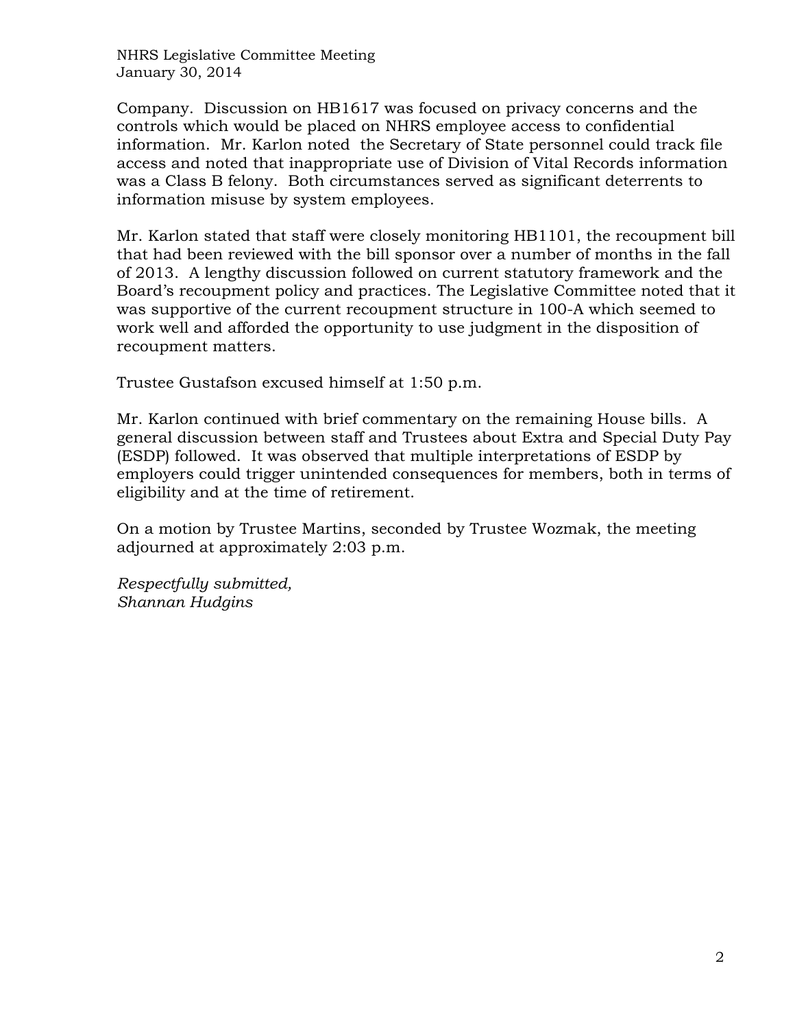Company. Discussion on HB1617 was focused on privacy concerns and the controls which would be placed on NHRS employee access to confidential information. Mr. Karlon noted the Secretary of State personnel could track file access and noted that inappropriate use of Division of Vital Records information was a Class B felony. Both circumstances served as significant deterrents to information misuse by system employees.

Mr. Karlon stated that staff were closely monitoring HB1101, the recoupment bill that had been reviewed with the bill sponsor over a number of months in the fall of 2013. A lengthy discussion followed on current statutory framework and the Board's recoupment policy and practices. The Legislative Committee noted that it was supportive of the current recoupment structure in 100-A which seemed to work well and afforded the opportunity to use judgment in the disposition of recoupment matters.

Trustee Gustafson excused himself at 1:50 p.m.

Mr. Karlon continued with brief commentary on the remaining House bills. A general discussion between staff and Trustees about Extra and Special Duty Pay (ESDP) followed. It was observed that multiple interpretations of ESDP by employers could trigger unintended consequences for members, both in terms of eligibility and at the time of retirement.

On a motion by Trustee Martins, seconded by Trustee Wozmak, the meeting adjourned at approximately 2:03 p.m.

*Respectfully submitted,*
*Shannan Hudgins*